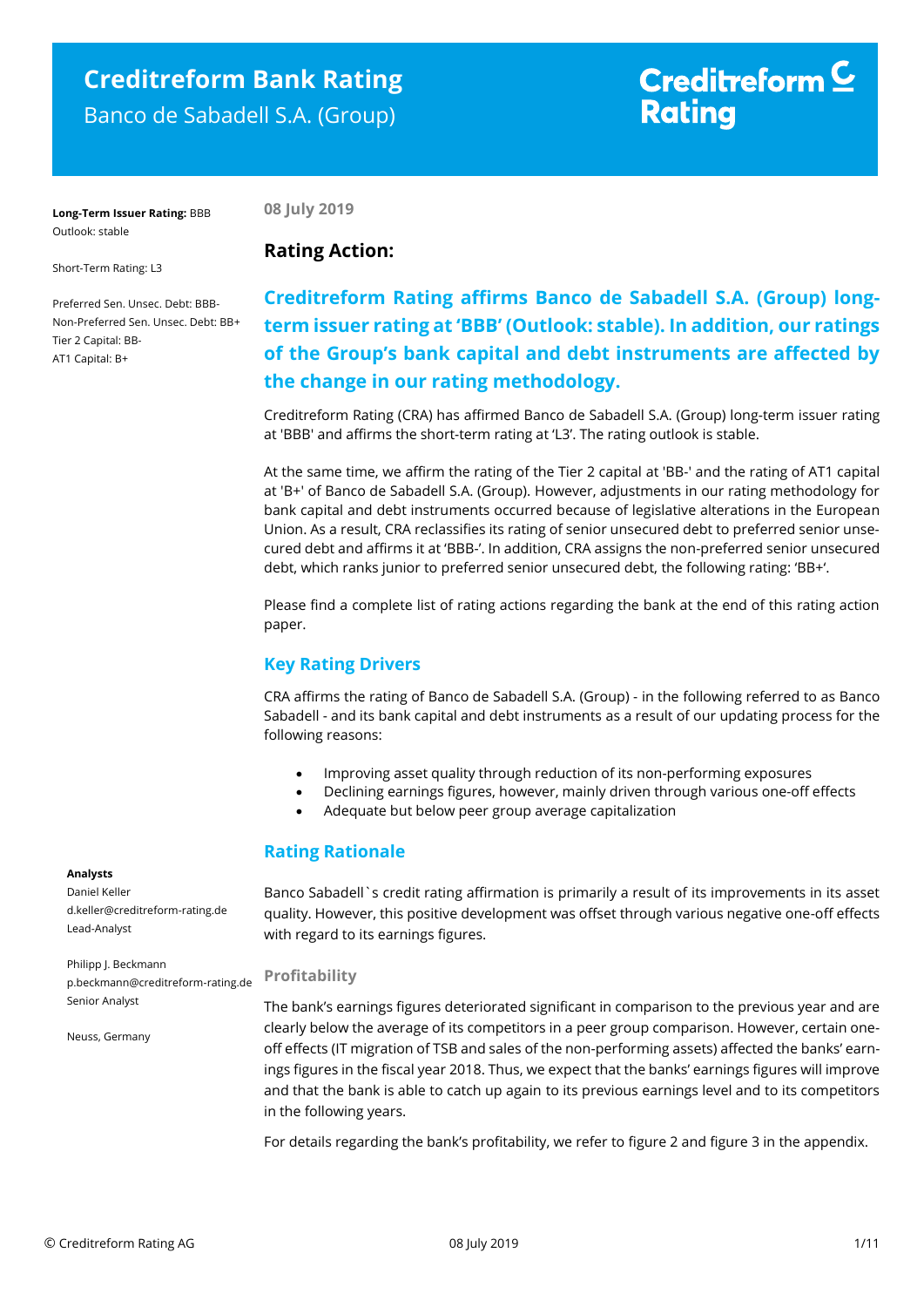# Creditreform Bank Rating

Banco de Sabadell S.A. (Group)

Creditreform Rating

**Long-Term Issuer Rating:** BBB
Outlook: stable

Short-Term Rating: L3

Preferred Sen. Unsec. Debt: BBB-
Non-Preferred Sen. Unsec. Debt: BB+
Tier 2 Capital: BB-
AT1 Capital: B+

**Analysts**
Daniel Keller
d.keller@creditreform-rating.de
Lead-Analyst

Philipp J. Beckmann
p.beckmann@creditreform-rating.de
Senior Analyst

Neuss, Germany

**08 July 2019**

## Rating Action:

### Creditreform Rating affirms Banco de Sabadell S.A. (Group) long-term issuer rating at 'BBB' (Outlook: stable). In addition, our ratings of the Group's bank capital and debt instruments are affected by the change in our rating methodology.

Creditreform Rating (CRA) has affirmed Banco de Sabadell S.A. (Group) long-term issuer rating at 'BBB' and affirms the short-term rating at 'L3'. The rating outlook is stable.

At the same time, we affirm the rating of the Tier 2 capital at 'BB-' and the rating of AT1 capital at 'B+' of Banco de Sabadell S.A. (Group). However, adjustments in our rating methodology for bank capital and debt instruments occurred because of legislative alterations in the European Union. As a result, CRA reclassifies its rating of senior unsecured debt to preferred senior unsecured debt and affirms it at 'BBB-'. In addition, CRA assigns the non-preferred senior unsecured debt, which ranks junior to preferred senior unsecured debt, the following rating: 'BB+'.

Please find a complete list of rating actions regarding the bank at the end of this rating action paper.

## Key Rating Drivers

CRA affirms the rating of Banco de Sabadell S.A. (Group) - in the following referred to as Banco Sabadell - and its bank capital and debt instruments as a result of our updating process for the following reasons:

- Improving asset quality through reduction of its non-performing exposures
- Declining earnings figures, however, mainly driven through various one-off effects
- Adequate but below peer group average capitalization

## Rating Rationale

Banco Sabadell`s credit rating affirmation is primarily a result of its improvements in its asset quality. However, this positive development was offset through various negative one-off effects with regard to its earnings figures.

### Profitability

The bank's earnings figures deteriorated significant in comparison to the previous year and are clearly below the average of its competitors in a peer group comparison. However, certain one-off effects (IT migration of TSB and sales of the non-performing assets) affected the banks' earnings figures in the fiscal year 2018. Thus, we expect that the banks' earnings figures will improve and that the bank is able to catch up again to its previous earnings level and to its competitors in the following years.

For details regarding the bank's profitability, we refer to figure 2 and figure 3 in the appendix.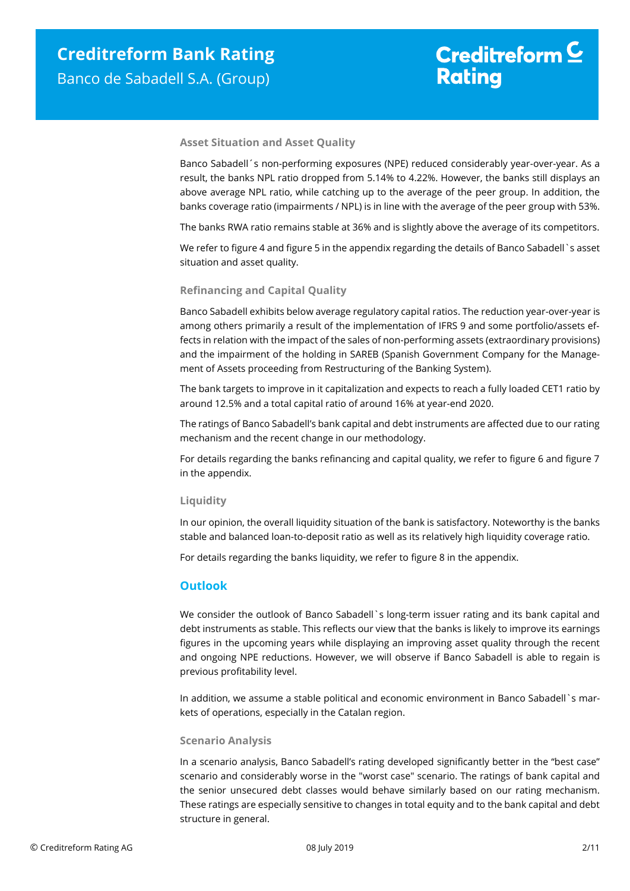### Asset Situation and Asset Quality

Banco Sabadell´s non-performing exposures (NPE) reduced considerably year-over-year. As a result, the banks NPL ratio dropped from 5.14% to 4.22%. However, the banks still displays an above average NPL ratio, while catching up to the average of the peer group. In addition, the banks coverage ratio (impairments / NPL) is in line with the average of the peer group with 53%.

The banks RWA ratio remains stable at 36% and is slightly above the average of its competitors.

We refer to figure 4 and figure 5 in the appendix regarding the details of Banco Sabadell`s asset situation and asset quality.

### Refinancing and Capital Quality

Banco Sabadell exhibits below average regulatory capital ratios. The reduction year-over-year is among others primarily a result of the implementation of IFRS 9 and some portfolio/assets effects in relation with the impact of the sales of non-performing assets (extraordinary provisions) and the impairment of the holding in SAREB (Spanish Government Company for the Management of Assets proceeding from Restructuring of the Banking System).

The bank targets to improve in it capitalization and expects to reach a fully loaded CET1 ratio by around 12.5% and a total capital ratio of around 16% at year-end 2020.

The ratings of Banco Sabadell's bank capital and debt instruments are affected due to our rating mechanism and the recent change in our methodology.

For details regarding the banks refinancing and capital quality, we refer to figure 6 and figure 7 in the appendix.

### Liquidity

In our opinion, the overall liquidity situation of the bank is satisfactory. Noteworthy is the banks stable and balanced loan-to-deposit ratio as well as its relatively high liquidity coverage ratio.

For details regarding the banks liquidity, we refer to figure 8 in the appendix.

## Outlook

We consider the outlook of Banco Sabadell`s long-term issuer rating and its bank capital and debt instruments as stable. This reflects our view that the banks is likely to improve its earnings figures in the upcoming years while displaying an improving asset quality through the recent and ongoing NPE reductions. However, we will observe if Banco Sabadell is able to regain is previous profitability level.

In addition, we assume a stable political and economic environment in Banco Sabadell`s markets of operations, especially in the Catalan region.

### Scenario Analysis

In a scenario analysis, Banco Sabadell's rating developed significantly better in the "best case" scenario and considerably worse in the "worst case" scenario. The ratings of bank capital and the senior unsecured debt classes would behave similarly based on our rating mechanism. These ratings are especially sensitive to changes in total equity and to the bank capital and debt structure in general.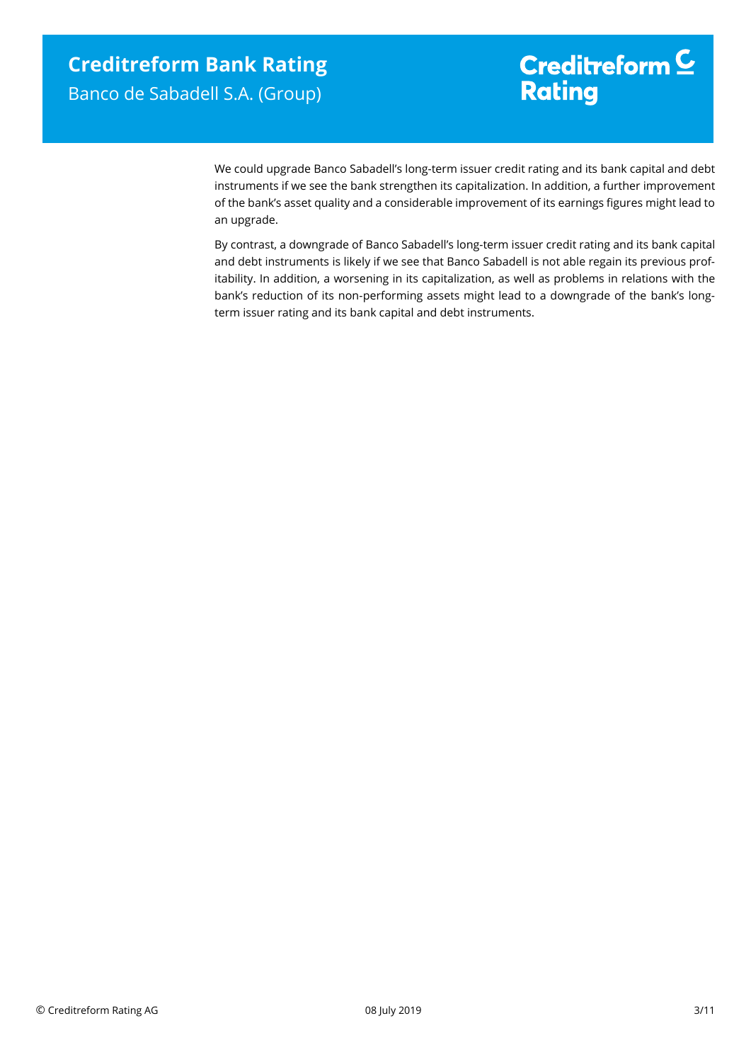We could upgrade Banco Sabadell's long-term issuer credit rating and its bank capital and debt instruments if we see the bank strengthen its capitalization. In addition, a further improvement of the bank's asset quality and a considerable improvement of its earnings figures might lead to an upgrade.

By contrast, a downgrade of Banco Sabadell's long-term issuer credit rating and its bank capital and debt instruments is likely if we see that Banco Sabadell is not able regain its previous profitability. In addition, a worsening in its capitalization, as well as problems in relations with the bank's reduction of its non-performing assets might lead to a downgrade of the bank's long-term issuer rating and its bank capital and debt instruments.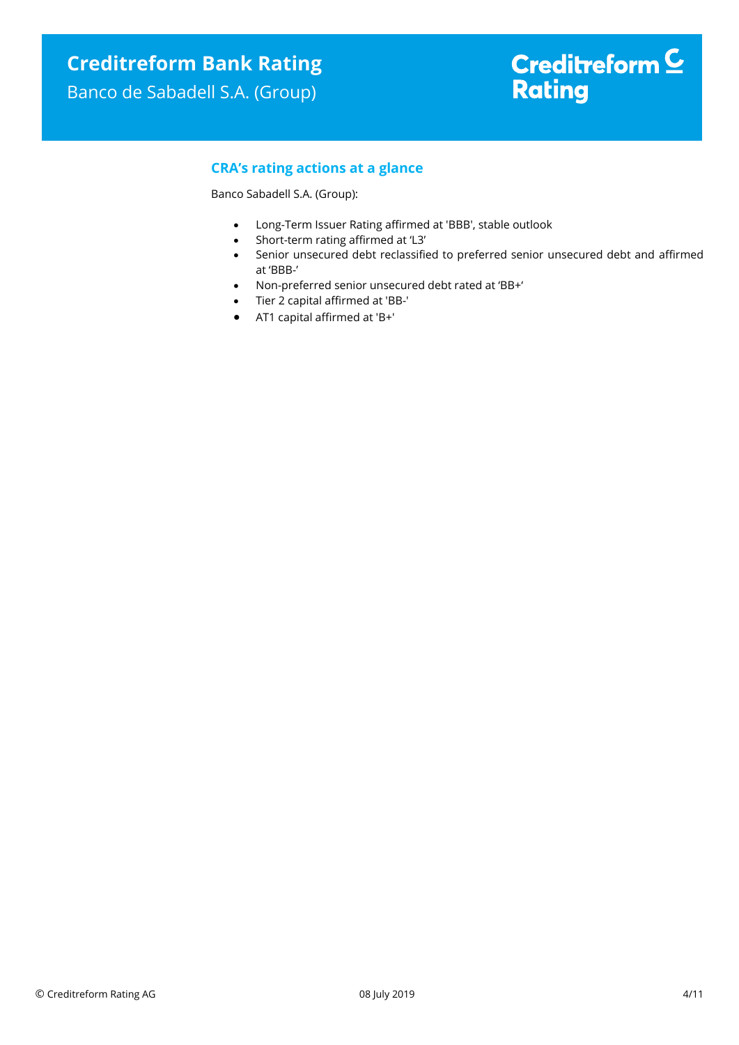## CRA's rating actions at a glance

Banco Sabadell S.A. (Group):

- Long-Term Issuer Rating affirmed at 'BBB', stable outlook
- Short-term rating affirmed at 'L3'
- Senior unsecured debt reclassified to preferred senior unsecured debt and affirmed at 'BBB-'
- Non-preferred senior unsecured debt rated at 'BB+'
- Tier 2 capital affirmed at 'BB-'
- AT1 capital affirmed at 'B+'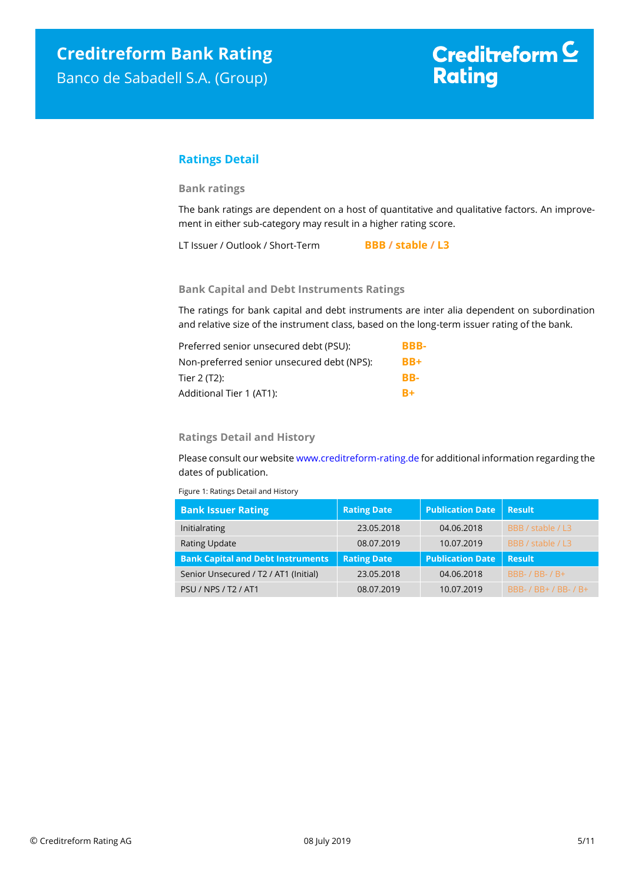## Ratings Detail

### Bank ratings

The bank ratings are dependent on a host of quantitative and qualitative factors. An improvement in either sub-category may result in a higher rating score.

LT Issuer / Outlook / Short-Term **BBB / stable / L3**

### Bank Capital and Debt Instruments Ratings

The ratings for bank capital and debt instruments are inter alia dependent on subordination and relative size of the instrument class, based on the long-term issuer rating of the bank.

| | |
|---|---|
| Preferred senior unsecured debt (PSU): | **BBB-** |
| Non-preferred senior unsecured debt (NPS): | **BB+** |
| Tier 2 (T2): | **BB-** |
| Additional Tier 1 (AT1): | **B+** |

### Ratings Detail and History

Please consult our website www.creditreform-rating.de for additional information regarding the dates of publication.

Figure 1: Ratings Detail and History

| Bank Issuer Rating | Rating Date | Publication Date | Result |
|---|---|---|---|
| Initialrating | 23.05.2018 | 04.06.2018 | BBB / stable / L3 |
| Rating Update | 08.07.2019 | 10.07.2019 | BBB / stable / L3 |
| **Bank Capital and Debt Instruments** | **Rating Date** | **Publication Date** | **Result** |
| Senior Unsecured / T2 / AT1 (Initial) | 23.05.2018 | 04.06.2018 | BBB- / BB- / B+ |
| PSU / NPS / T2 / AT1 | 08.07.2019 | 10.07.2019 | BBB- / BB+ / BB- / B+ |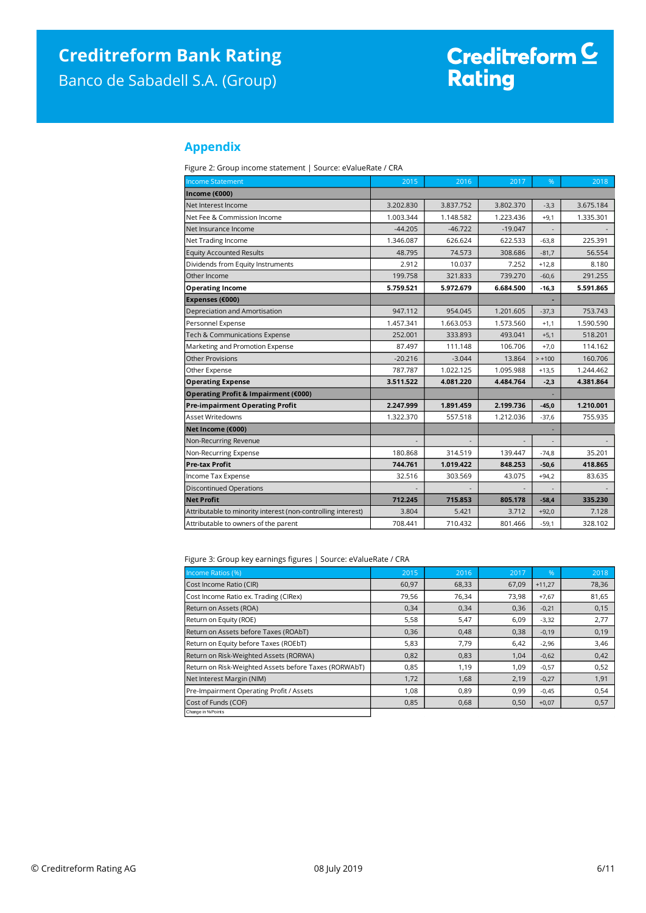## Appendix

Figure 2: Group income statement | Source: eValueRate / CRA

| Income Statement | 2015 | 2016 | 2017 | % | 2018 |
|---|---|---|---|---|---|
| **Income (€000)** | | | | | |
| Net Interest Income | 3.202.830 | 3.837.752 | 3.802.370 | -3,3 | 3.675.184 |
| Net Fee & Commission Income | 1.003.344 | 1.148.582 | 1.223.436 | +9,1 | 1.335.301 |
| Net Insurance Income | -44.205 | -46.722 | -19.047 | - | - |
| Net Trading Income | 1.346.087 | 626.624 | 622.533 | -63,8 | 225.391 |
| Equity Accounted Results | 48.795 | 74.573 | 308.686 | -81,7 | 56.554 |
| Dividends from Equity Instruments | 2.912 | 10.037 | 7.252 | +12,8 | 8.180 |
| Other Income | 199.758 | 321.833 | 739.270 | -60,6 | 291.255 |
| **Operating Income** | **5.759.521** | **5.972.679** | **6.684.500** | **-16,3** | **5.591.865** |
| **Expenses (€000)** | | | | - | |
| Depreciation and Amortisation | 947.112 | 954.045 | 1.201.605 | -37,3 | 753.743 |
| Personnel Expense | 1.457.341 | 1.663.053 | 1.573.560 | +1,1 | 1.590.590 |
| Tech & Communications Expense | 252.001 | 333.893 | 493.041 | +5,1 | 518.201 |
| Marketing and Promotion Expense | 87.497 | 111.148 | 106.706 | +7,0 | 114.162 |
| Other Provisions | -20.216 | -3.044 | 13.864 | > +100 | 160.706 |
| Other Expense | 787.787 | 1.022.125 | 1.095.988 | +13,5 | 1.244.462 |
| **Operating Expense** | **3.511.522** | **4.081.220** | **4.484.764** | **-2,3** | **4.381.864** |
| **Operating Profit & Impairment (€000)** | | | | - | |
| **Pre-impairment Operating Profit** | **2.247.999** | **1.891.459** | **2.199.736** | **-45,0** | **1.210.001** |
| Asset Writedowns | 1.322.370 | 557.518 | 1.212.036 | -37,6 | 755.935 |
| **Net Income (€000)** | | | | - | |
| Non-Recurring Revenue | - | - | - | - | - |
| Non-Recurring Expense | 180.868 | 314.519 | 139.447 | -74,8 | 35.201 |
| **Pre-tax Profit** | **744.761** | **1.019.422** | **848.253** | **-50,6** | **418.865** |
| Income Tax Expense | 32.516 | 303.569 | 43.075 | +94,2 | 83.635 |
| Discontinued Operations | - | - | - | - | - |
| **Net Profit** | **712.245** | **715.853** | **805.178** | **-58,4** | **335.230** |
| Attributable to minority interest (non-controlling interest) | 3.804 | 5.421 | 3.712 | +92,0 | 7.128 |
| Attributable to owners of the parent | 708.441 | 710.432 | 801.466 | -59,1 | 328.102 |

Figure 3: Group key earnings figures | Source: eValueRate / CRA

| Income Ratios (%) | 2015 | 2016 | 2017 | % | 2018 |
|---|---|---|---|---|---|
| Cost Income Ratio (CIR) | 60,97 | 68,33 | 67,09 | +11,27 | 78,36 |
| Cost Income Ratio ex. Trading (CIRex) | 79,56 | 76,34 | 73,98 | +7,67 | 81,65 |
| Return on Assets (ROA) | 0,34 | 0,34 | 0,36 | -0,21 | 0,15 |
| Return on Equity (ROE) | 5,58 | 5,47 | 6,09 | -3,32 | 2,77 |
| Return on Assets before Taxes (ROAbT) | 0,36 | 0,48 | 0,38 | -0,19 | 0,19 |
| Return on Equity before Taxes (ROEbT) | 5,83 | 7,79 | 6,42 | -2,96 | 3,46 |
| Return on Risk-Weighted Assets (RORWA) | 0,82 | 0,83 | 1,04 | -0,62 | 0,42 |
| Return on Risk-Weighted Assets before Taxes (RORWAbT) | 0,85 | 1,19 | 1,09 | -0,57 | 0,52 |
| Net Interest Margin (NIM) | 1,72 | 1,68 | 2,19 | -0,27 | 1,91 |
| Pre-Impairment Operating Profit / Assets | 1,08 | 0,89 | 0,99 | -0,45 | 0,54 |
| Cost of Funds (COF) | 0,85 | 0,68 | 0,50 | +0,07 | 0,57 |

Change in %Points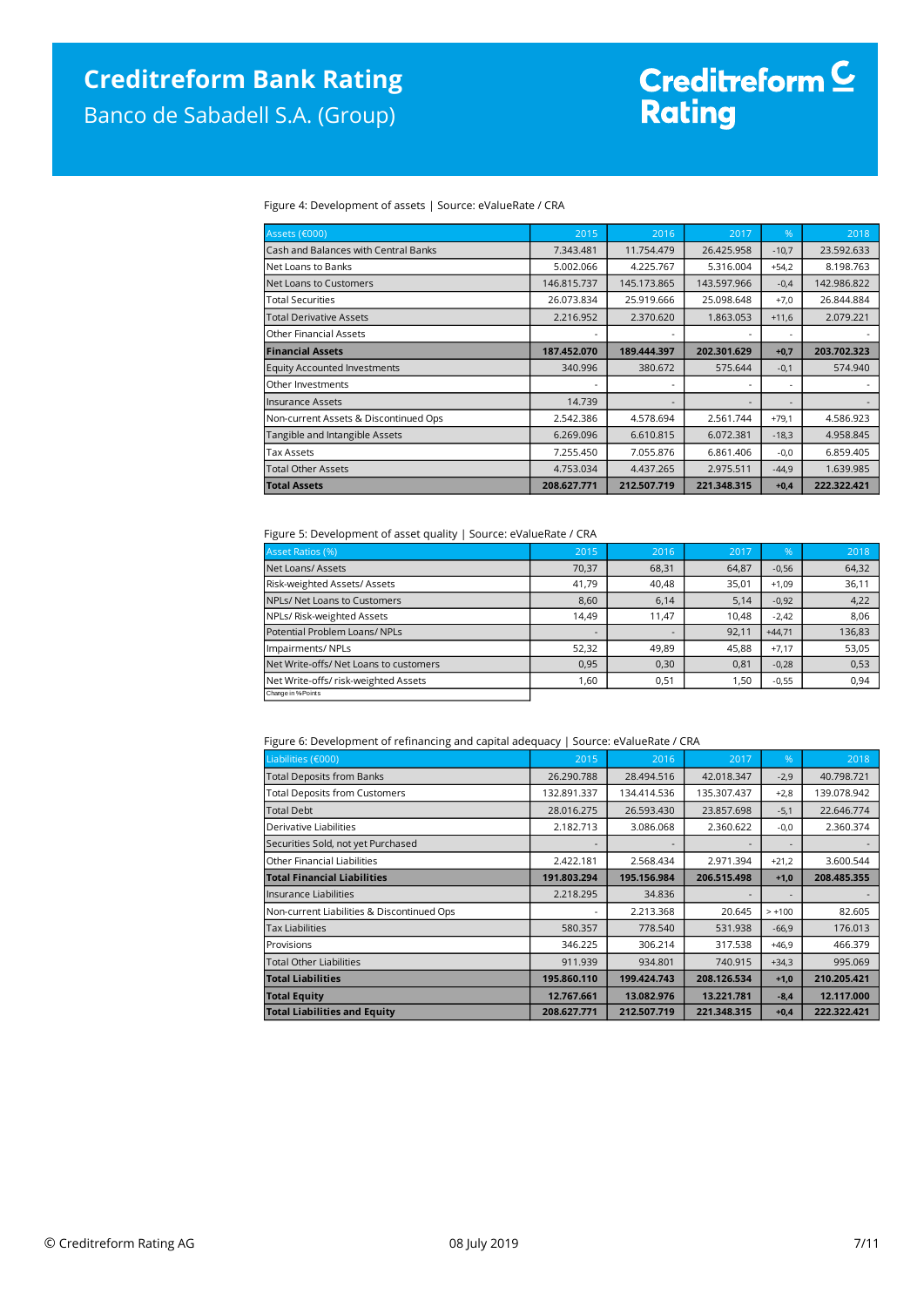Figure 4: Development of assets | Source: eValueRate / CRA

| Assets (€000) | 2015 | 2016 | 2017 | % | 2018 |
|---|---|---|---|---|---|
| Cash and Balances with Central Banks | 7.343.481 | 11.754.479 | 26.425.958 | -10,7 | 23.592.633 |
| Net Loans to Banks | 5.002.066 | 4.225.767 | 5.316.004 | +54,2 | 8.198.763 |
| Net Loans to Customers | 146.815.737 | 145.173.865 | 143.597.966 | -0,4 | 142.986.822 |
| Total Securities | 26.073.834 | 25.919.666 | 25.098.648 | +7,0 | 26.844.884 |
| Total Derivative Assets | 2.216.952 | 2.370.620 | 1.863.053 | +11,6 | 2.079.221 |
| Other Financial Assets | - | - | - | - | - |
| **Financial Assets** | **187.452.070** | **189.444.397** | **202.301.629** | **+0,7** | **203.702.323** |
| Equity Accounted Investments | 340.996 | 380.672 | 575.644 | -0,1 | 574.940 |
| Other Investments | - | - | - | - | - |
| Insurance Assets | 14.739 | - | - | - | - |
| Non-current Assets & Discontinued Ops | 2.542.386 | 4.578.694 | 2.561.744 | +79,1 | 4.586.923 |
| Tangible and Intangible Assets | 6.269.096 | 6.610.815 | 6.072.381 | -18,3 | 4.958.845 |
| Tax Assets | 7.255.450 | 7.055.876 | 6.861.406 | -0,0 | 6.859.405 |
| Total Other Assets | 4.753.034 | 4.437.265 | 2.975.511 | -44,9 | 1.639.985 |
| **Total Assets** | **208.627.771** | **212.507.719** | **221.348.315** | **+0,4** | **222.322.421** |

Figure 5: Development of asset quality | Source: eValueRate / CRA

| Asset Ratios (%) | 2015 | 2016 | 2017 | % | 2018 |
|---|---|---|---|---|---|
| Net Loans/ Assets | 70,37 | 68,31 | 64,87 | -0,56 | 64,32 |
| Risk-weighted Assets/ Assets | 41,79 | 40,48 | 35,01 | +1,09 | 36,11 |
| NPLs/ Net Loans to Customers | 8,60 | 6,14 | 5,14 | -0,92 | 4,22 |
| NPLs/ Risk-weighted Assets | 14,49 | 11,47 | 10,48 | -2,42 | 8,06 |
| Potential Problem Loans/ NPLs | - | - | 92,11 | +44,71 | 136,83 |
| Impairments/ NPLs | 52,32 | 49,89 | 45,88 | +7,17 | 53,05 |
| Net Write-offs/ Net Loans to customers | 0,95 | 0,30 | 0,81 | -0,28 | 0,53 |
| Net Write-offs/ risk-weighted Assets | 1,60 | 0,51 | 1,50 | -0,55 | 0,94 |

Change in %Points

Figure 6: Development of refinancing and capital adequacy | Source: eValueRate / CRA

| Liabilities (€000) | 2015 | 2016 | 2017 | % | 2018 |
|---|---|---|---|---|---|
| Total Deposits from Banks | 26.290.788 | 28.494.516 | 42.018.347 | -2,9 | 40.798.721 |
| Total Deposits from Customers | 132.891.337 | 134.414.536 | 135.307.437 | +2,8 | 139.078.942 |
| Total Debt | 28.016.275 | 26.593.430 | 23.857.698 | -5,1 | 22.646.774 |
| Derivative Liabilities | 2.182.713 | 3.086.068 | 2.360.622 | -0,0 | 2.360.374 |
| Securities Sold, not yet Purchased | - | - | - | - | - |
| Other Financial Liabilities | 2.422.181 | 2.568.434 | 2.971.394 | +21,2 | 3.600.544 |
| **Total Financial Liabilities** | **191.803.294** | **195.156.984** | **206.515.498** | **+1,0** | **208.485.355** |
| Insurance Liabilities | 2.218.295 | 34.836 | - | - | - |
| Non-current Liabilities & Discontinued Ops | - | 2.213.368 | 20.645 | > +100 | 82.605 |
| Tax Liabilities | 580.357 | 778.540 | 531.938 | -66,9 | 176.013 |
| Provisions | 346.225 | 306.214 | 317.538 | +46,9 | 466.379 |
| Total Other Liabilities | 911.939 | 934.801 | 740.915 | +34,3 | 995.069 |
| **Total Liabilities** | **195.860.110** | **199.424.743** | **208.126.534** | **+1,0** | **210.205.421** |
| **Total Equity** | **12.767.661** | **13.082.976** | **13.221.781** | **-8,4** | **12.117.000** |
| **Total Liabilities and Equity** | **208.627.771** | **212.507.719** | **221.348.315** | **+0,4** | **222.322.421** |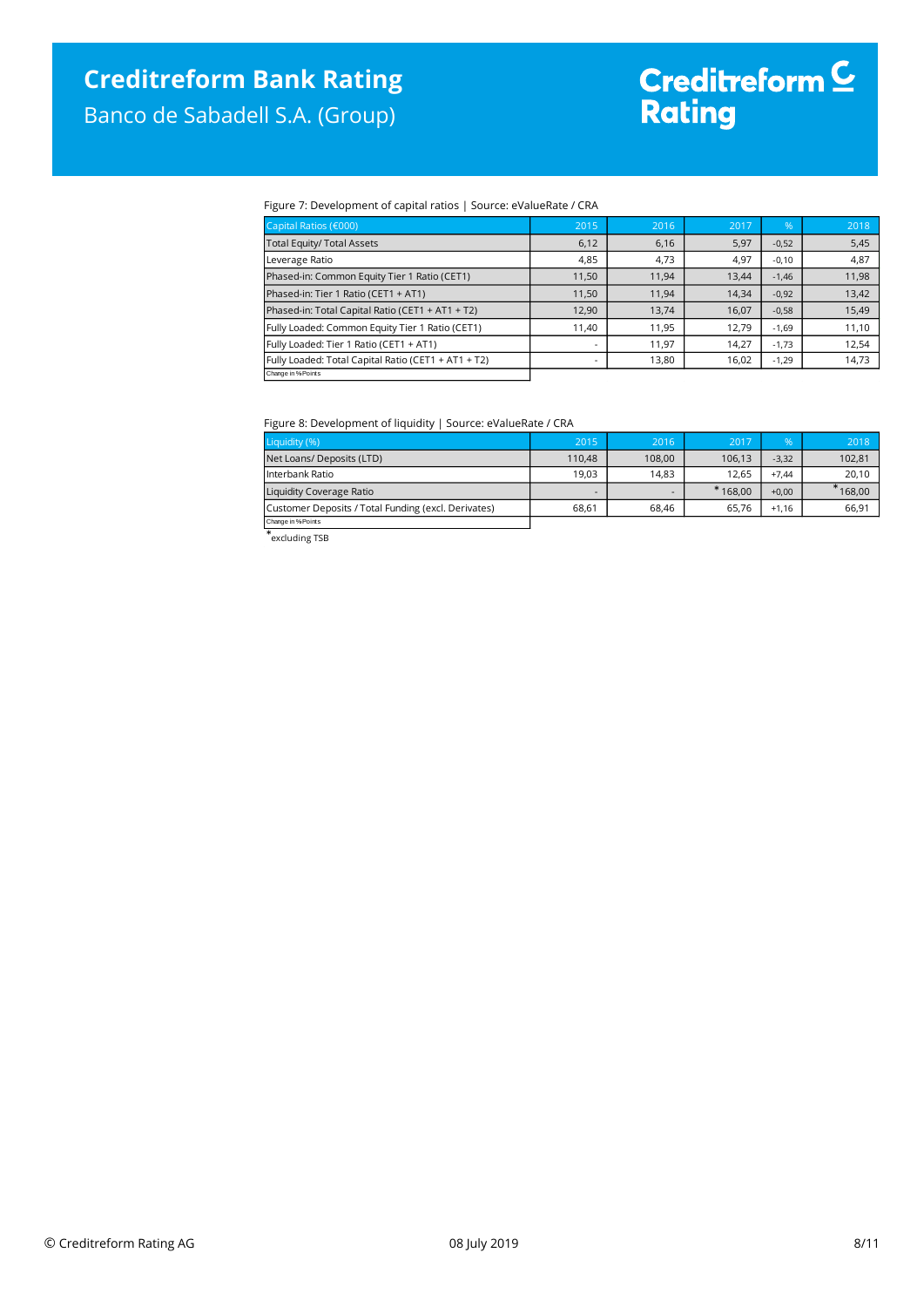Figure 7: Development of capital ratios | Source: eValueRate / CRA

| Capital Ratios (€000) | 2015 | 2016 | 2017 | % | 2018 |
|---|---|---|---|---|---|
| Total Equity/ Total Assets | 6,12 | 6,16 | 5,97 | -0,52 | 5,45 |
| Leverage Ratio | 4,85 | 4,73 | 4,97 | -0,10 | 4,87 |
| Phased-in: Common Equity Tier 1 Ratio (CET1) | 11,50 | 11,94 | 13,44 | -1,46 | 11,98 |
| Phased-in: Tier 1 Ratio (CET1 + AT1) | 11,50 | 11,94 | 14,34 | -0,92 | 13,42 |
| Phased-in: Total Capital Ratio (CET1 + AT1 + T2) | 12,90 | 13,74 | 16,07 | -0,58 | 15,49 |
| Fully Loaded: Common Equity Tier 1 Ratio (CET1) | 11,40 | 11,95 | 12,79 | -1,69 | 11,10 |
| Fully Loaded: Tier 1 Ratio (CET1 + AT1) | - | 11,97 | 14,27 | -1,73 | 12,54 |
| Fully Loaded: Total Capital Ratio (CET1 + AT1 + T2) | - | 13,80 | 16,02 | -1,29 | 14,73 |
| Change in %Points | | | | | |

Figure 8: Development of liquidity | Source: eValueRate / CRA

| Liquidity (%) | 2015 | 2016 | 2017 | % | 2018 |
|---|---|---|---|---|---|
| Net Loans/ Deposits (LTD) | 110,48 | 108,00 | 106,13 | -3,32 | 102,81 |
| Interbank Ratio | 19,03 | 14,83 | 12,65 | +7,44 | 20,10 |
| Liquidity Coverage Ratio | - | - | * 168,00 | +0,00 | * 168,00 |
| Customer Deposits / Total Funding (excl. Derivates) | 68,61 | 68,46 | 65,76 | +1,16 | 66,91 |
| Change in %Points | | | | | |

* excluding TSB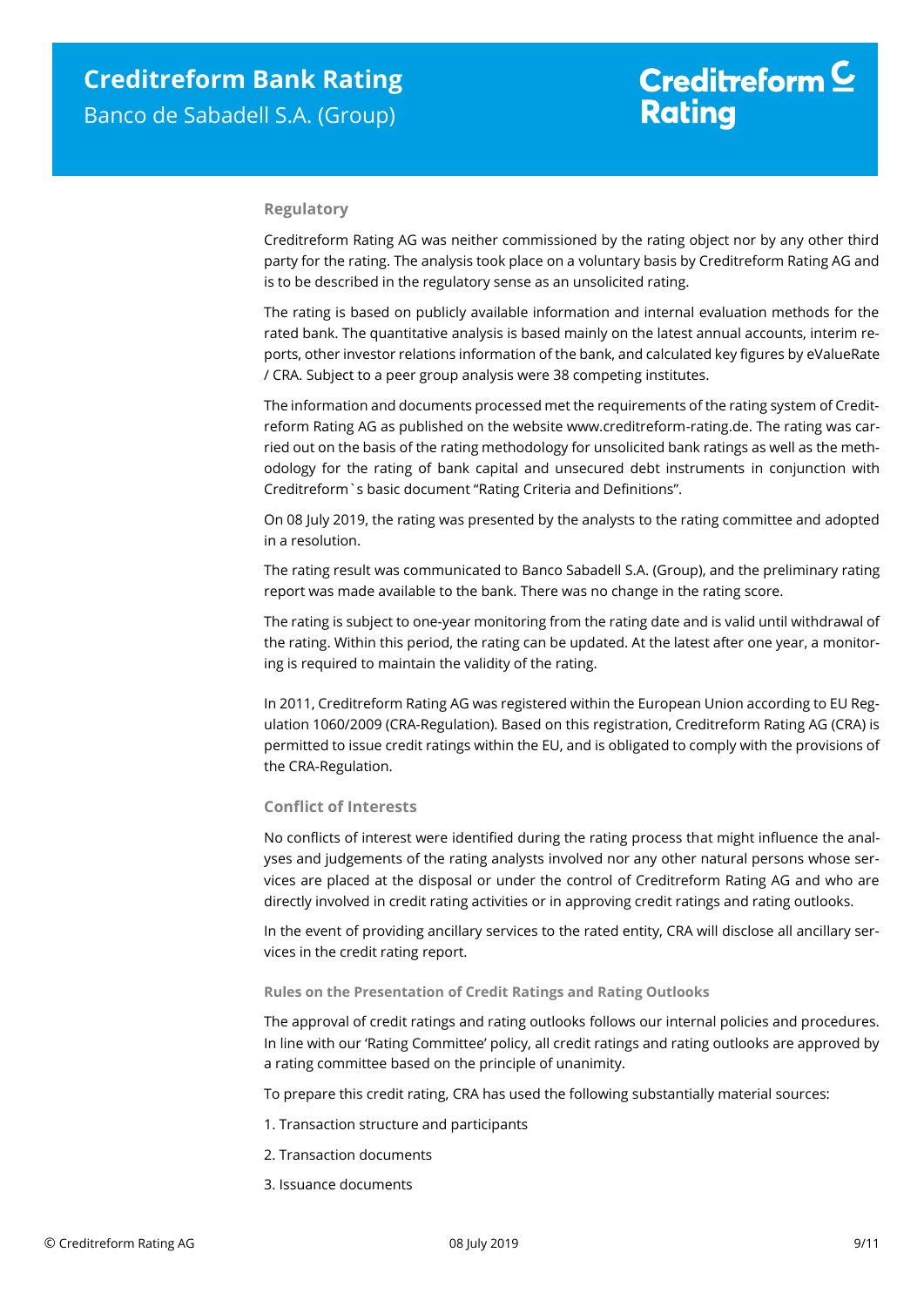### Regulatory

Creditreform Rating AG was neither commissioned by the rating object nor by any other third party for the rating. The analysis took place on a voluntary basis by Creditreform Rating AG and is to be described in the regulatory sense as an unsolicited rating.

The rating is based on publicly available information and internal evaluation methods for the rated bank. The quantitative analysis is based mainly on the latest annual accounts, interim reports, other investor relations information of the bank, and calculated key figures by eValueRate / CRA. Subject to a peer group analysis were 38 competing institutes.

The information and documents processed met the requirements of the rating system of Creditreform Rating AG as published on the website www.creditreform-rating.de. The rating was carried out on the basis of the rating methodology for unsolicited bank ratings as well as the methodology for the rating of bank capital and unsecured debt instruments in conjunction with Creditreform`s basic document "Rating Criteria and Definitions".

On 08 July 2019, the rating was presented by the analysts to the rating committee and adopted in a resolution.

The rating result was communicated to Banco Sabadell S.A. (Group), and the preliminary rating report was made available to the bank. There was no change in the rating score.

The rating is subject to one-year monitoring from the rating date and is valid until withdrawal of the rating. Within this period, the rating can be updated. At the latest after one year, a monitoring is required to maintain the validity of the rating.

In 2011, Creditreform Rating AG was registered within the European Union according to EU Regulation 1060/2009 (CRA-Regulation). Based on this registration, Creditreform Rating AG (CRA) is permitted to issue credit ratings within the EU, and is obligated to comply with the provisions of the CRA-Regulation.

### Conflict of Interests

No conflicts of interest were identified during the rating process that might influence the analyses and judgements of the rating analysts involved nor any other natural persons whose services are placed at the disposal or under the control of Creditreform Rating AG and who are directly involved in credit rating activities or in approving credit ratings and rating outlooks.

In the event of providing ancillary services to the rated entity, CRA will disclose all ancillary services in the credit rating report.

#### Rules on the Presentation of Credit Ratings and Rating Outlooks

The approval of credit ratings and rating outlooks follows our internal policies and procedures. In line with our 'Rating Committee' policy, all credit ratings and rating outlooks are approved by a rating committee based on the principle of unanimity.

To prepare this credit rating, CRA has used the following substantially material sources:

1. Transaction structure and participants
2. Transaction documents
3. Issuance documents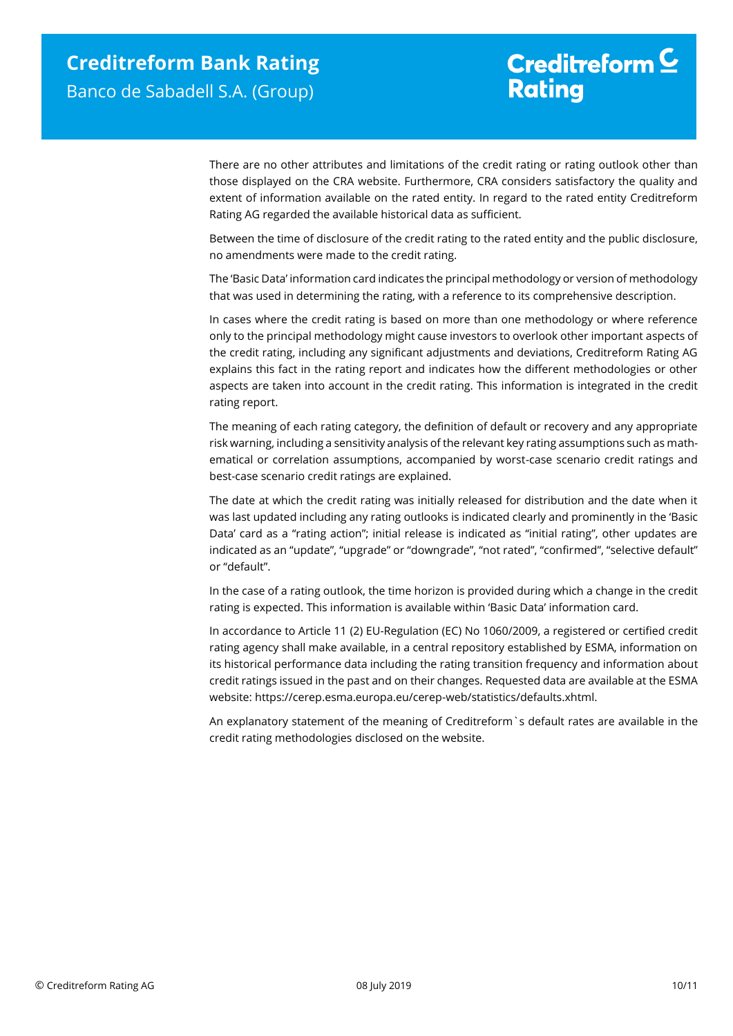There are no other attributes and limitations of the credit rating or rating outlook other than those displayed on the CRA website. Furthermore, CRA considers satisfactory the quality and extent of information available on the rated entity. In regard to the rated entity Creditreform Rating AG regarded the available historical data as sufficient.

Between the time of disclosure of the credit rating to the rated entity and the public disclosure, no amendments were made to the credit rating.

The 'Basic Data' information card indicates the principal methodology or version of methodology that was used in determining the rating, with a reference to its comprehensive description.

In cases where the credit rating is based on more than one methodology or where reference only to the principal methodology might cause investors to overlook other important aspects of the credit rating, including any significant adjustments and deviations, Creditreform Rating AG explains this fact in the rating report and indicates how the different methodologies or other aspects are taken into account in the credit rating. This information is integrated in the credit rating report.

The meaning of each rating category, the definition of default or recovery and any appropriate risk warning, including a sensitivity analysis of the relevant key rating assumptions such as mathematical or correlation assumptions, accompanied by worst-case scenario credit ratings and best-case scenario credit ratings are explained.

The date at which the credit rating was initially released for distribution and the date when it was last updated including any rating outlooks is indicated clearly and prominently in the 'Basic Data' card as a "rating action"; initial release is indicated as "initial rating", other updates are indicated as an "update", "upgrade" or "downgrade", "not rated", "confirmed", "selective default" or "default".

In the case of a rating outlook, the time horizon is provided during which a change in the credit rating is expected. This information is available within 'Basic Data' information card.

In accordance to Article 11 (2) EU-Regulation (EC) No 1060/2009, a registered or certified credit rating agency shall make available, in a central repository established by ESMA, information on its historical performance data including the rating transition frequency and information about credit ratings issued in the past and on their changes. Requested data are available at the ESMA website: https://cerep.esma.europa.eu/cerep-web/statistics/defaults.xhtml.

An explanatory statement of the meaning of Creditreform`s default rates are available in the credit rating methodologies disclosed on the website.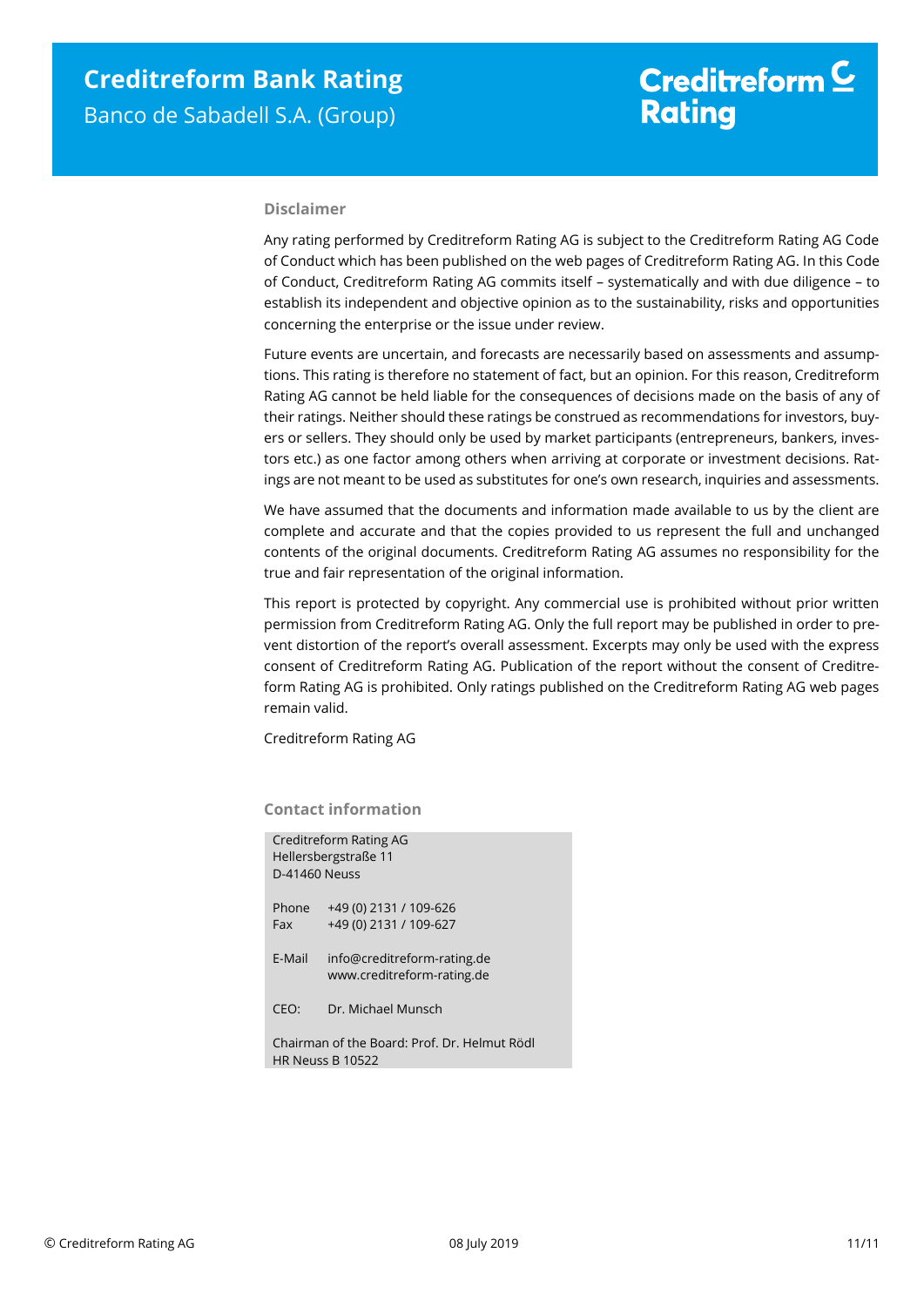## Disclaimer

Any rating performed by Creditreform Rating AG is subject to the Creditreform Rating AG Code of Conduct which has been published on the web pages of Creditreform Rating AG. In this Code of Conduct, Creditreform Rating AG commits itself – systematically and with due diligence – to establish its independent and objective opinion as to the sustainability, risks and opportunities concerning the enterprise or the issue under review.

Future events are uncertain, and forecasts are necessarily based on assessments and assumptions. This rating is therefore no statement of fact, but an opinion. For this reason, Creditreform Rating AG cannot be held liable for the consequences of decisions made on the basis of any of their ratings. Neither should these ratings be construed as recommendations for investors, buyers or sellers. They should only be used by market participants (entrepreneurs, bankers, investors etc.) as one factor among others when arriving at corporate or investment decisions. Ratings are not meant to be used as substitutes for one's own research, inquiries and assessments.

We have assumed that the documents and information made available to us by the client are complete and accurate and that the copies provided to us represent the full and unchanged contents of the original documents. Creditreform Rating AG assumes no responsibility for the true and fair representation of the original information.

This report is protected by copyright. Any commercial use is prohibited without prior written permission from Creditreform Rating AG. Only the full report may be published in order to prevent distortion of the report's overall assessment. Excerpts may only be used with the express consent of Creditreform Rating AG. Publication of the report without the consent of Creditreform Rating AG is prohibited. Only ratings published on the Creditreform Rating AG web pages remain valid.

Creditreform Rating AG

## Contact information

Creditreform Rating AG
Hellersbergstraße 11
D-41460 Neuss

Phone +49 (0) 2131 / 109-626
Fax +49 (0) 2131 / 109-627

E-Mail info@creditreform-rating.de
www.creditreform-rating.de

CEO: Dr. Michael Munsch

Chairman of the Board: Prof. Dr. Helmut Rödl
HR Neuss B 10522